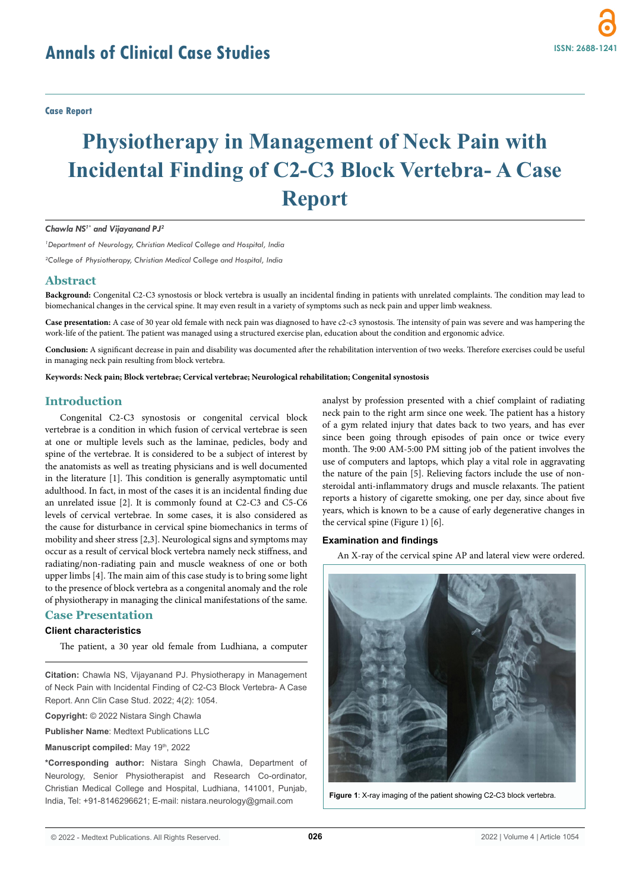Case Report

# Physiotherapy in Management of Neck Pain with Incidental Finding of C2-C3 Block Vertebra- A Case Report

*Chawla NS[1]\* and Vijayanand PJ[2]*

[1]*Department of Neurology, Christian Medical College and Hospital, India*

[2]*College of Physiotherapy, Christian Medical College and Hospital, India*

## Abstract

**Background:** Congenital C2-C3 synostosis or block vertebra is usually an incidental finding in patients with unrelated complaints. The condition may lead to biomechanical changes in the cervical spine. It may even result in a variety of symptoms such as neck pain and upper limb weakness.

**Case presentation:** A case of 30 year old female with neck pain was diagnosed to have c2-c3 synostosis. The intensity of pain was severe and was hampering the work-life of the patient. The patient was managed using a structured exercise plan, education about the condition and ergonomic advice.

**Conclusion:** A significant decrease in pain and disability was documented after the rehabilitation intervention of two weeks. Therefore exercises could be useful in managing neck pain resulting from block vertebra.

**Keywords: Neck pain; Block vertebrae; Cervical vertebrae; Neurological rehabilitation; Congenital synostosis**

## Introduction

Congenital C2-C3 synostosis or congenital cervical block vertebrae is a condition in which fusion of cervical vertebrae is seen at one or multiple levels such as the laminae, pedicles, body and spine of the vertebrae. It is considered to be a subject of interest by the anatomists as well as treating physicians and is well documented in the literature [1]. This condition is generally asymptomatic until adulthood. In fact, in most of the cases it is an incidental finding due an unrelated issue [2]. It is commonly found at C2-C3 and C5-C6 levels of cervical vertebrae. In some cases, it is also considered as the cause for disturbance in cervical spine biomechanics in terms of mobility and sheer stress [2,3]. Neurological signs and symptoms may occur as a result of cervical block vertebra namely neck stiffness, and radiating/non-radiating pain and muscle weakness of one or both upper limbs [4]. The main aim of this case study is to bring some light to the presence of block vertebra as a congenital anomaly and the role of physiotherapy in managing the clinical manifestations of the same.

## Case Presentation

### Client characteristics

The patient, a 30 year old female from Ludhiana, a computer analyst by profession presented with a chief complaint of radiating neck pain to the right arm since one week. The patient has a history of a gym related injury that dates back to two years, and has ever since been going through episodes of pain once or twice every month. The 9:00 AM-5:00 PM sitting job of the patient involves the use of computers and laptops, which play a vital role in aggravating the nature of the pain [5]. Relieving factors include the use of non-steroidal anti-inflammatory drugs and muscle relaxants. The patient reports a history of cigarette smoking, one per day, since about five years, which is known to be a cause of early degenerative changes in the cervical spine (Figure 1) [6].

### Examination and findings

An X-ray of the cervical spine AP and lateral view were ordered.

**Figure 1**: X-ray imaging of the patient showing C2-C3 block vertebra.

**Citation:** Chawla NS, Vijayanand PJ. Physiotherapy in Management of Neck Pain with Incidental Finding of C2-C3 Block Vertebra- A Case Report. Ann Clin Case Stud. 2022; 4(2): 1054.

**Copyright:** © 2022 Nistara Singh Chawla

**Publisher Name**: Medtext Publications LLC

**Manuscript compiled:** May 19th, 2022

**\*Corresponding author:** Nistara Singh Chawla, Department of Neurology, Senior Physiotherapist and Research Co-ordinator, Christian Medical College and Hospital, Ludhiana, 141001, Punjab, India, Tel: +91-8146296621; E-mail: nistara.neurology@gmail.com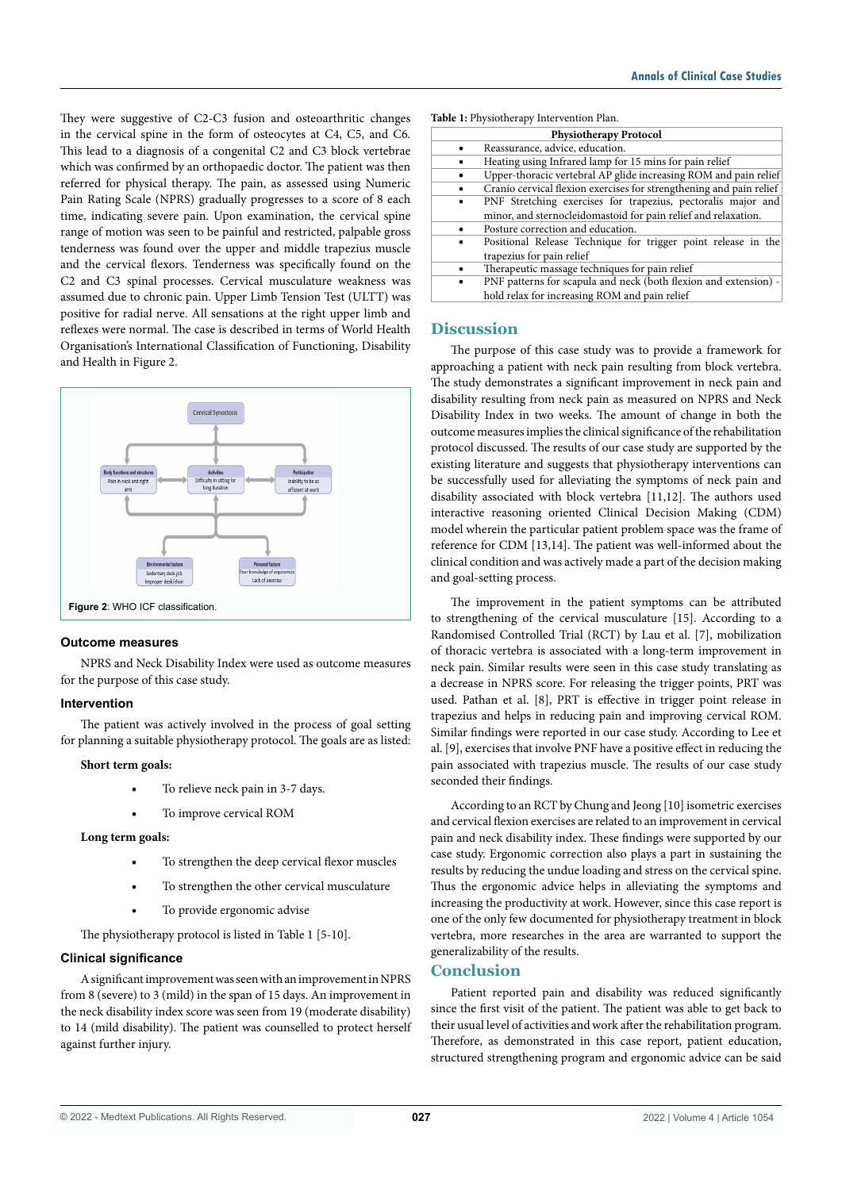They were suggestive of C2-C3 fusion and osteoarthritic changes in the cervical spine in the form of osteocytes at C4, C5, and C6. This lead to a diagnosis of a congenital C2 and C3 block vertebrae which was confirmed by an orthopaedic doctor. The patient was then referred for physical therapy. The pain, as assessed using Numeric Pain Rating Scale (NPRS) gradually progresses to a score of 8 each time, indicating severe pain. Upon examination, the cervical spine range of motion was seen to be painful and restricted, palpable gross tenderness was found over the upper and middle trapezius muscle and the cervical flexors. Tenderness was specifically found on the C2 and C3 spinal processes. Cervical musculature weakness was assumed due to chronic pain. Upper Limb Tension Test (ULTT) was positive for radial nerve. All sensations at the right upper limb and reflexes were normal. The case is described in terms of World Health Organisation's International Classification of Functioning, Disability and Health in Figure 2.

Cervical Synostosis

Body functions and structures: Pain in neck and right arm

Activities: Difficulty in sitting for long duration

Participation: Inability to be as efficient at work

Environmental factors: Sedentary desk job; Improper desk/chair

Personal factors: Poor knowledge of ergonomics; Lack of exercise

**Figure 2**: WHO ICF classification.

### Outcome measures

NPRS and Neck Disability Index were used as outcome measures for the purpose of this case study.

### Intervention

The patient was actively involved in the process of goal setting for planning a suitable physiotherapy protocol. The goals are as listed:

**Short term goals:**

- To relieve neck pain in 3-7 days.
- To improve cervical ROM

**Long term goals:**

- To strengthen the deep cervical flexor muscles
- To strengthen the other cervical musculature
- To provide ergonomic advise

The physiotherapy protocol is listed in Table 1 [5-10].

### Clinical significance

A significant improvement was seen with an improvement in NPRS from 8 (severe) to 3 (mild) in the span of 15 days. An improvement in the neck disability index score was seen from 19 (moderate disability) to 14 (mild disability). The patient was counselled to protect herself against further injury.

**Table 1:** Physiotherapy Intervention Plan.

| Physiotherapy Protocol |
|---|
| • Reassurance, advice, education. |
| • Heating using Infrared lamp for 15 mins for pain relief |
| • Upper-thoracic vertebral AP glide increasing ROM and pain relief |
| • Cranio cervical flexion exercises for strengthening and pain relief |
| • PNF Stretching exercises for trapezius, pectoralis major and minor, and sternocleidomastoid for pain relief and relaxation. |
| • Posture correction and education. |
| • Positional Release Technique for trigger point release in the trapezius for pain relief |
| • Therapeutic massage techniques for pain relief |
| • PNF patterns for scapula and neck (both flexion and extension) - hold relax for increasing ROM and pain relief |

## Discussion

The purpose of this case study was to provide a framework for approaching a patient with neck pain resulting from block vertebra. The study demonstrates a significant improvement in neck pain and disability resulting from neck pain as measured on NPRS and Neck Disability Index in two weeks. The amount of change in both the outcome measures implies the clinical significance of the rehabilitation protocol discussed. The results of our case study are supported by the existing literature and suggests that physiotherapy interventions can be successfully used for alleviating the symptoms of neck pain and disability associated with block vertebra [11,12]. The authors used interactive reasoning oriented Clinical Decision Making (CDM) model wherein the particular patient problem space was the frame of reference for CDM [13,14]. The patient was well-informed about the clinical condition and was actively made a part of the decision making and goal-setting process.

The improvement in the patient symptoms can be attributed to strengthening of the cervical musculature [15]. According to a Randomised Controlled Trial (RCT) by Lau et al. [7], mobilization of thoracic vertebra is associated with a long-term improvement in neck pain. Similar results were seen in this case study translating as a decrease in NPRS score. For releasing the trigger points, PRT was used. Pathan et al. [8], PRT is effective in trigger point release in trapezius and helps in reducing pain and improving cervical ROM. Similar findings were reported in our case study. According to Lee et al. [9], exercises that involve PNF have a positive effect in reducing the pain associated with trapezius muscle. The results of our case study seconded their findings.

According to an RCT by Chung and Jeong [10] isometric exercises and cervical flexion exercises are related to an improvement in cervical pain and neck disability index. These findings were supported by our case study. Ergonomic correction also plays a part in sustaining the results by reducing the undue loading and stress on the cervical spine. Thus the ergonomic advice helps in alleviating the symptoms and increasing the productivity at work. However, since this case report is one of the only few documented for physiotherapy treatment in block vertebra, more researches in the area are warranted to support the generalizability of the results.

## Conclusion

Patient reported pain and disability was reduced significantly since the first visit of the patient. The patient was able to get back to their usual level of activities and work after the rehabilitation program. Therefore, as demonstrated in this case report, patient education, structured strengthening program and ergonomic advice can be said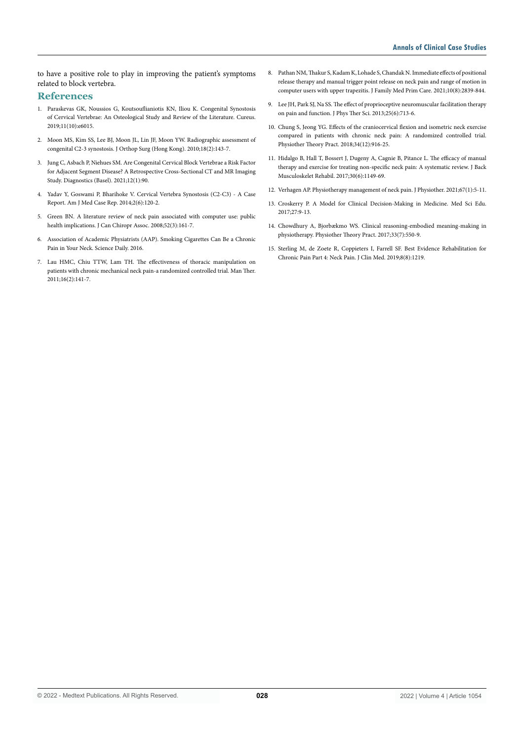to have a positive role to play in improving the patient's symptoms related to block vertebra.

## References

1. Paraskevas GK, Noussios G, Koutsoufianiotis KN, Iliou K. Congenital Synostosis of Cervical Vertebrae: An Osteological Study and Review of the Literature. Cureus. 2019;11(10):e6015.
2. Moon MS, Kim SS, Lee BJ, Moon JL, Lin JF, Moon YW. Radiographic assessment of congenital C2-3 synostosis. J Orthop Surg (Hong Kong). 2010;18(2):143-7.
3. Jung C, Asbach P, Niehues SM. Are Congenital Cervical Block Vertebrae a Risk Factor for Adjacent Segment Disease? A Retrospective Cross-Sectional CT and MR Imaging Study. Diagnostics (Basel). 2021;12(1):90.
4. Yadav Y, Goswami P, Bharihoke V. Cervical Vertebra Synostosis (C2-C3) - A Case Report. Am J Med Case Rep. 2014;2(6):120-2.
5. Green BN. A literature review of neck pain associated with computer use: public health implications. J Can Chiropr Assoc. 2008;52(3):161-7.
6. Association of Academic Physiatrists (AAP). Smoking Cigarettes Can Be a Chronic Pain in Your Neck. Science Daily. 2016.
7. Lau HMC, Chiu TTW, Lam TH. The effectiveness of thoracic manipulation on patients with chronic mechanical neck pain-a randomized controlled trial. Man Ther. 2011;16(2):141-7.
8. Pathan NM, Thakur S, Kadam K, Lohade S, Chandak N. Immediate effects of positional release therapy and manual trigger point release on neck pain and range of motion in computer users with upper trapezitis. J Family Med Prim Care. 2021;10(8):2839-844.
9. Lee JH, Park SJ, Na SS. The effect of proprioceptive neuromuscular facilitation therapy on pain and function. J Phys Ther Sci. 2013;25(6):713-6.
10. Chung S, Jeong YG. Effects of the craniocervical flexion and isometric neck exercise compared in patients with chronic neck pain: A randomized controlled trial. Physiother Theory Pract. 2018;34(12):916-25.
11. Hidalgo B, Hall T, Bossert J, Dugeny A, Cagnie B, Pitance L. The efficacy of manual therapy and exercise for treating non-specific neck pain: A systematic review. J Back Musculoskelet Rehabil. 2017;30(6):1149-69.
12. Verhagen AP. Physiotherapy management of neck pain. J Physiother. 2021;67(1):5-11.
13. Croskerry P. A Model for Clinical Decision-Making in Medicine. Med Sci Edu. 2017;27:9-13.
14. Chowdhury A, Bjorbækmo WS. Clinical reasoning-embodied meaning-making in physiotherapy. Physiother Theory Pract. 2017;33(7):550-9.
15. Sterling M, de Zoete R, Coppieters I, Farrell SF. Best Evidence Rehabilitation for Chronic Pain Part 4: Neck Pain. J Clin Med. 2019;8(8):1219.